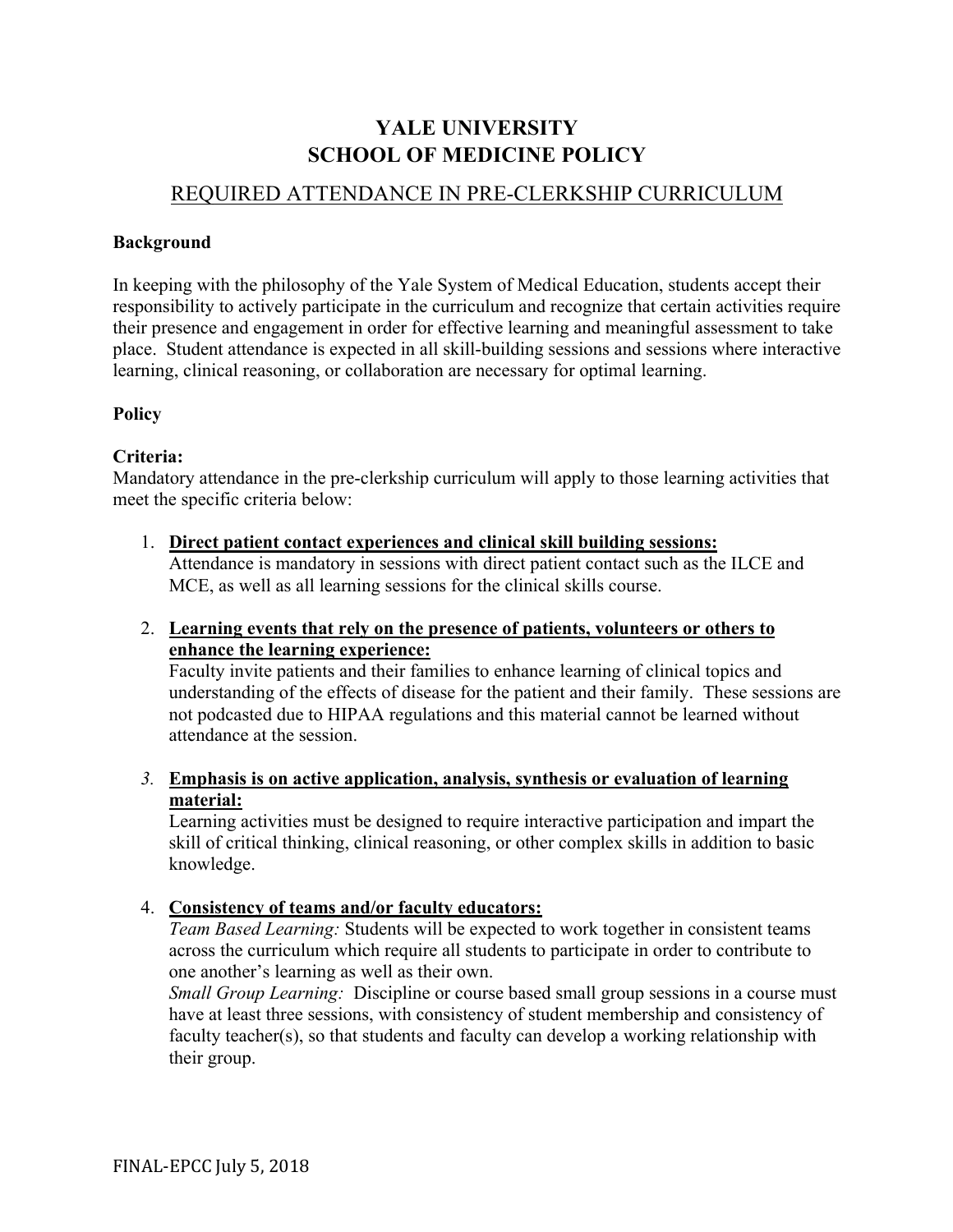# YALE UNIVERSITY
# SCHOOL OF MEDICINE POLICY

## REQUIRED ATTENDANCE IN PRE-CLERKSHIP CURRICULUM

**Background**

In keeping with the philosophy of the Yale System of Medical Education, students accept their responsibility to actively participate in the curriculum and recognize that certain activities require their presence and engagement in order for effective learning and meaningful assessment to take place. Student attendance is expected in all skill-building sessions and sessions where interactive learning, clinical reasoning, or collaboration are necessary for optimal learning.

**Policy**

**Criteria:**
Mandatory attendance in the pre-clerkship curriculum will apply to those learning activities that meet the specific criteria below:

1. **Direct patient contact experiences and clinical skill building sessions:**
   Attendance is mandatory in sessions with direct patient contact such as the ILCE and MCE, as well as all learning sessions for the clinical skills course.

2. **Learning events that rely on the presence of patients, volunteers or others to enhance the learning experience:**
   Faculty invite patients and their families to enhance learning of clinical topics and understanding of the effects of disease for the patient and their family. These sessions are not podcasted due to HIPAA regulations and this material cannot be learned without attendance at the session.

3. **Emphasis is on active application, analysis, synthesis or evaluation of learning material:**
   Learning activities must be designed to require interactive participation and impart the skill of critical thinking, clinical reasoning, or other complex skills in addition to basic knowledge.

4. **Consistency of teams and/or faculty educators:**
   *Team Based Learning:* Students will be expected to work together in consistent teams across the curriculum which require all students to participate in order to contribute to one another's learning as well as their own.
   *Small Group Learning:* Discipline or course based small group sessions in a course must have at least three sessions, with consistency of student membership and consistency of faculty teacher(s), so that students and faculty can develop a working relationship with their group.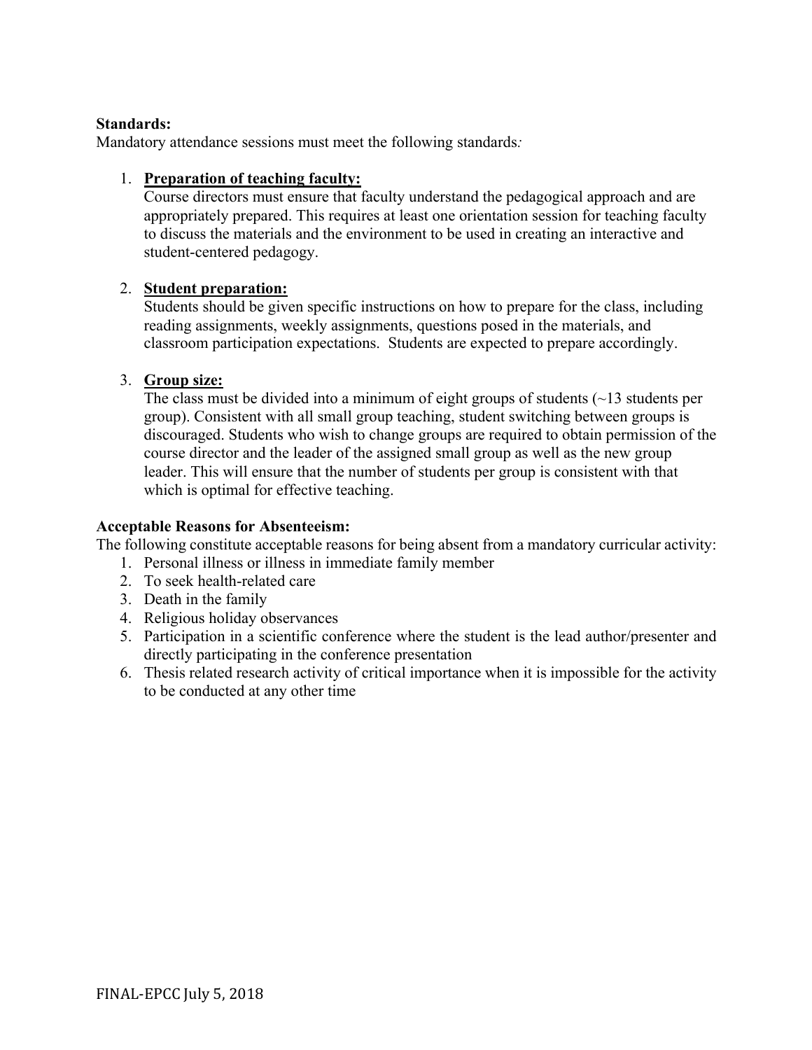**Standards:**

Mandatory attendance sessions must meet the following standards*:*

1. **Preparation of teaching faculty:**
   Course directors must ensure that faculty understand the pedagogical approach and are appropriately prepared. This requires at least one orientation session for teaching faculty to discuss the materials and the environment to be used in creating an interactive and student-centered pedagogy.

2. **Student preparation:**
   Students should be given specific instructions on how to prepare for the class, including reading assignments, weekly assignments, questions posed in the materials, and classroom participation expectations. Students are expected to prepare accordingly.

3. **Group size:**
   The class must be divided into a minimum of eight groups of students (~13 students per group). Consistent with all small group teaching, student switching between groups is discouraged. Students who wish to change groups are required to obtain permission of the course director and the leader of the assigned small group as well as the new group leader. This will ensure that the number of students per group is consistent with that which is optimal for effective teaching.

**Acceptable Reasons for Absenteeism:**

The following constitute acceptable reasons for being absent from a mandatory curricular activity:

1. Personal illness or illness in immediate family member
2. To seek health-related care
3. Death in the family
4. Religious holiday observances
5. Participation in a scientific conference where the student is the lead author/presenter and directly participating in the conference presentation
6. Thesis related research activity of critical importance when it is impossible for the activity to be conducted at any other time